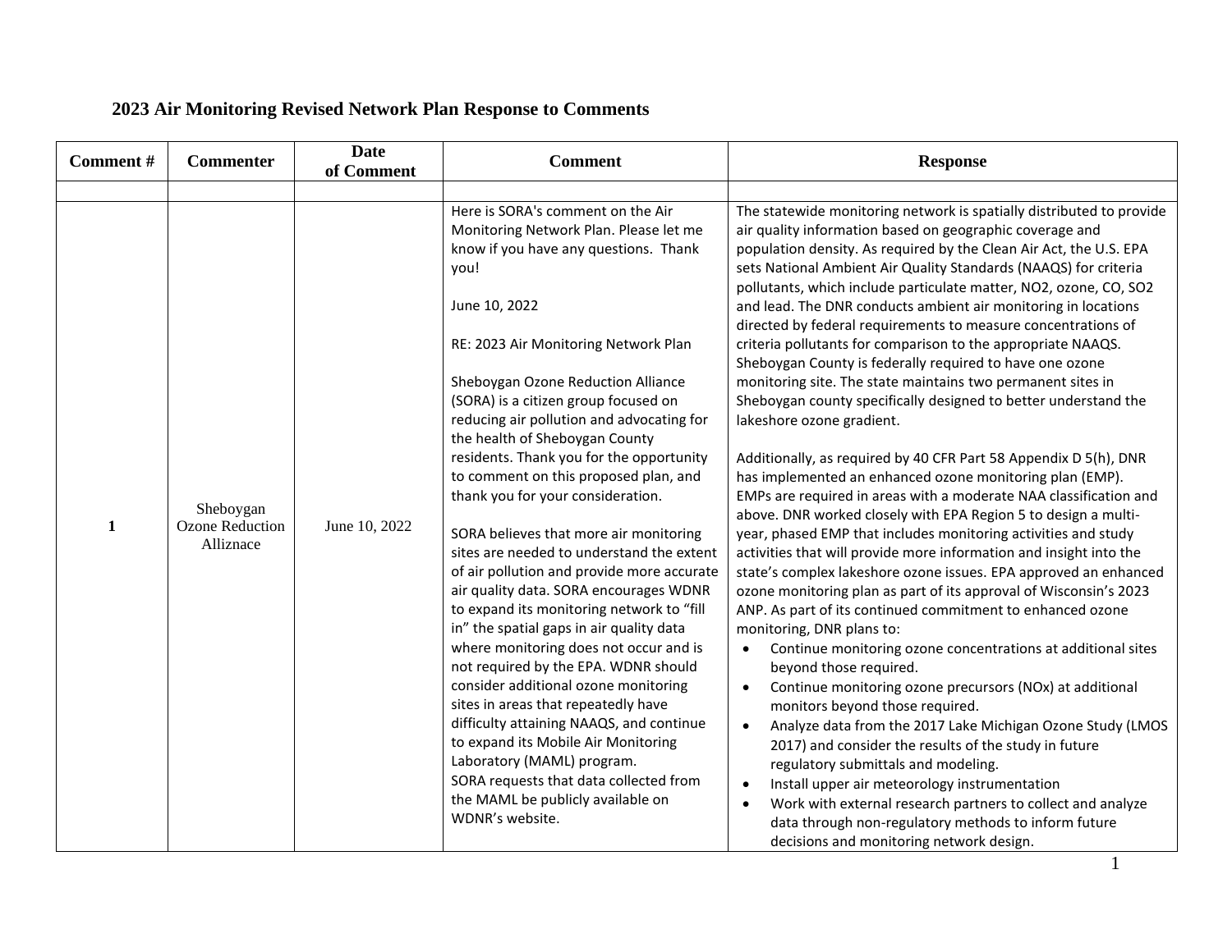# 2023 Air Monitoring Revised Network Plan Response to Comments

| Comment # | Commenter | Date of Comment | Comment | Response |
|---|---|---|---|---|
| | | | | |
| 1 | Sheboygan Ozone Reduction Allitznace | June 10, 2022 | Here is SORA's comment on the Air Monitoring Network Plan. Please let me know if you have any questions. Thank you!<br><br>June 10, 2022<br><br>RE: 2023 Air Monitoring Network Plan<br><br>Sheboygan Ozone Reduction Alliance (SORA) is a citizen group focused on reducing air pollution and advocating for the health of Sheboygan County residents. Thank you for the opportunity to comment on this proposed plan, and thank you for your consideration.<br><br>SORA believes that more air monitoring sites are needed to understand the extent of air pollution and provide more accurate air quality data. SORA encourages WDNR to expand its monitoring network to "fill in" the spatial gaps in air quality data where monitoring does not occur and is not required by the EPA. WDNR should consider additional ozone monitoring sites in areas that repeatedly have difficulty attaining NAAQS, and continue to expand its Mobile Air Monitoring Laboratory (MAML) program.<br>SORA requests that data collected from the MAML be publicly available on WDNR's website. | The statewide monitoring network is spatially distributed to provide air quality information based on geographic coverage and population density. As required by the Clean Air Act, the U.S. EPA sets National Ambient Air Quality Standards (NAAQS) for criteria pollutants, which include particulate matter, NO2, ozone, CO, SO2 and lead. The DNR conducts ambient air monitoring in locations directed by federal requirements to measure concentrations of criteria pollutants for comparison to the appropriate NAAQS. Sheboygan County is federally required to have one ozone monitoring site. The state maintains two permanent sites in Sheboygan county specifically designed to better understand the lakeshore ozone gradient.<br><br>Additionally, as required by 40 CFR Part 58 Appendix D 5(h), DNR has implemented an enhanced ozone monitoring plan (EMP). EMPs are required in areas with a moderate NAA classification and above. DNR worked closely with EPA Region 5 to design a multi-year, phased EMP that includes monitoring activities and study activities that will provide more information and insight into the state's complex lakeshore ozone issues. EPA approved an enhanced ozone monitoring plan as part of its approval of Wisconsin's 2023 ANP. As part of its continued commitment to enhanced ozone monitoring, DNR plans to:<br>• Continue monitoring ozone concentrations at additional sites beyond those required.<br>• Continue monitoring ozone precursors (NOx) at additional monitors beyond those required.<br>• Analyze data from the 2017 Lake Michigan Ozone Study (LMOS 2017) and consider the results of the study in future regulatory submittals and modeling.<br>• Install upper air meteorology instrumentation<br>• Work with external research partners to collect and analyze data through non-regulatory methods to inform future decisions and monitoring network design. |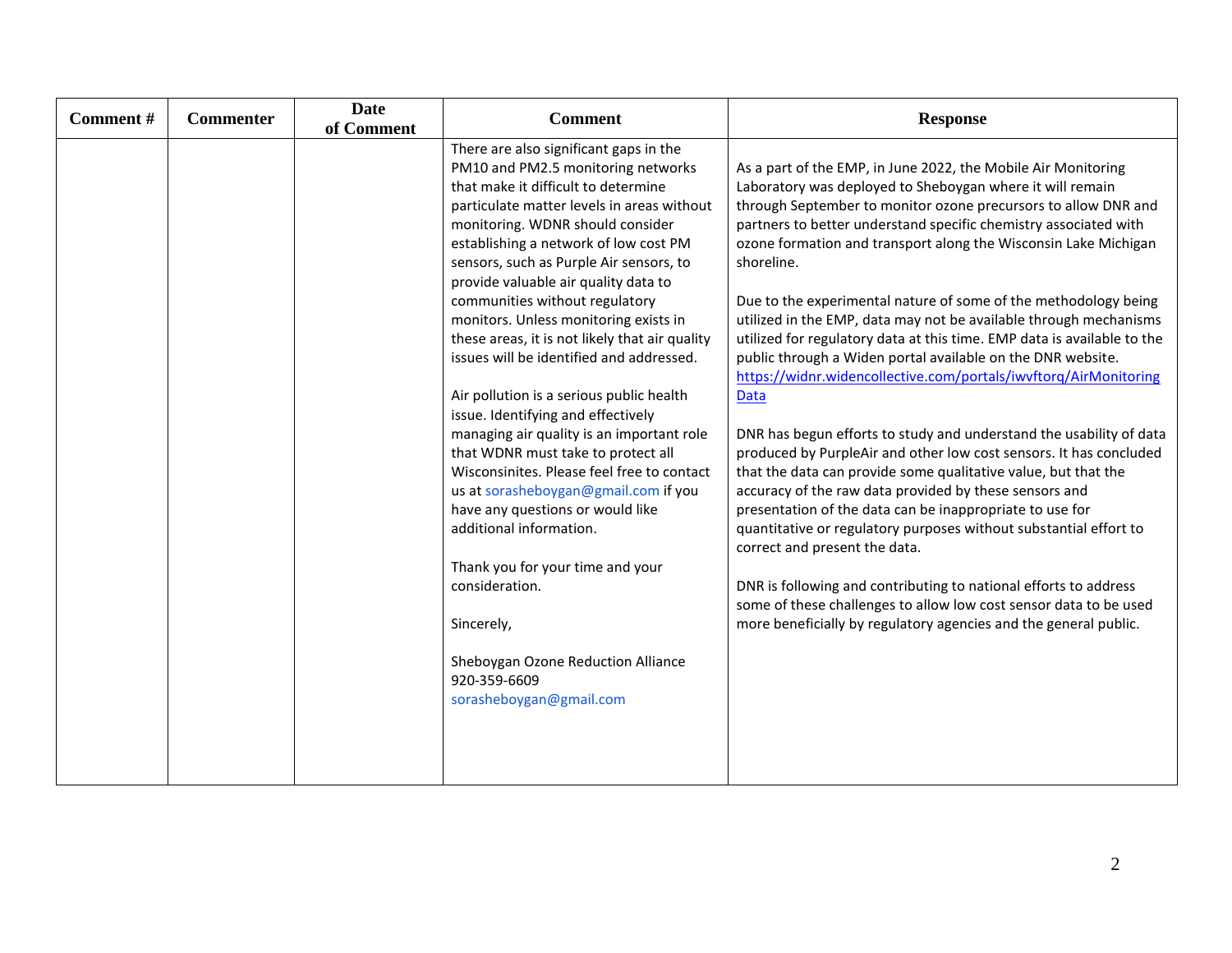| Comment # | Commenter | Date of Comment | Comment | Response |
|---|---|---|---|---|
| | | | There are also significant gaps in the PM10 and PM2.5 monitoring networks that make it difficult to determine particulate matter levels in areas without monitoring. WDNR should consider establishing a network of low cost PM sensors, such as Purple Air sensors, to provide valuable air quality data to communities without regulatory monitors. Unless monitoring exists in these areas, it is not likely that air quality issues will be identified and addressed.<br><br>Air pollution is a serious public health issue. Identifying and effectively managing air quality is an important role that WDNR must take to protect all Wisconsinites. Please feel free to contact us at sorasheboygan@gmail.com if you have any questions or would like additional information.<br><br>Thank you for your time and your consideration.<br><br>Sincerely,<br><br>Sheboygan Ozone Reduction Alliance<br>920-359-6609<br>sorasheboygan@gmail.com | As a part of the EMP, in June 2022, the Mobile Air Monitoring Laboratory was deployed to Sheboygan where it will remain through September to monitor ozone precursors to allow DNR and partners to better understand specific chemistry associated with ozone formation and transport along the Wisconsin Lake Michigan shoreline.<br><br>Due to the experimental nature of some of the methodology being utilized in the EMP, data may not be available through mechanisms utilized for regulatory data at this time. EMP data is available to the public through a Widen portal available on the DNR website. https://widnr.widencollective.com/portals/iwvftorq/AirMonitoringData<br><br>DNR has begun efforts to study and understand the usability of data produced by PurpleAir and other low cost sensors. It has concluded that the data can provide some qualitative value, but that the accuracy of the raw data provided by these sensors and presentation of the data can be inappropriate to use for quantitative or regulatory purposes without substantial effort to correct and present the data.<br><br>DNR is following and contributing to national efforts to address some of these challenges to allow low cost sensor data to be used more beneficially by regulatory agencies and the general public. |